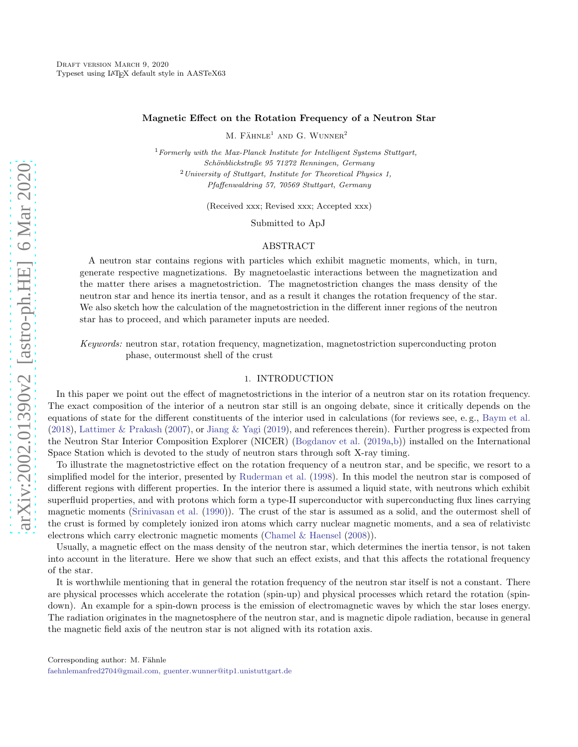Draft version March 9, 2020
Typeset using LaTeX default style in AASTeX63

# Magnetic Effect on the Rotation Frequency of a Neutron Star

M. Fähnle[1] and G. Wunner[2]

[1] *Formerly with the Max-Planck Institute for Intelligent Systems Stuttgart, Schönblickstraße 95 71272 Renningen, Germany*
[2] *University of Stuttgart, Institute for Theoretical Physics 1, Pfaffenwaldring 57, 70569 Stuttgart, Germany*

(Received xxx; Revised xxx; Accepted xxx)

Submitted to ApJ

## ABSTRACT

A neutron star contains regions with particles which exhibit magnetic moments, which, in turn, generate respective magnetizations. By magnetoelastic interactions between the magnetization and the matter there arises a magnetostriction. The magnetostriction changes the mass density of the neutron star and hence its inertia tensor, and as a result it changes the rotation frequency of the star. We also sketch how the calculation of the magnetostriction in the different inner regions of the neutron star has to proceed, and which parameter inputs are needed.

*Keywords:* neutron star, rotation frequency, magnetization, magnetostriction superconducting proton phase, outermoust shell of the crust

## 1. INTRODUCTION

In this paper we point out the effect of magnetostrictions in the interior of a neutron star on its rotation frequency. The exact composition of the interior of a neutron star still is an ongoing debate, since it critically depends on the equations of state for the different constituents of the interior used in calculations (for reviews see, e. g., Baym et al. (2018), Lattimer & Prakash (2007), or Jiang & Yagi (2019), and references therein). Further progress is expected from the Neutron Star Interior Composition Explorer (NICER) (Bogdanov et al. (2019a,b)) installed on the International Space Station which is devoted to the study of neutron stars through soft X-ray timing.

To illustrate the magnetostrictive effect on the rotation frequency of a neutron star, and be specific, we resort to a simplified model for the interior, presented by Ruderman et al. (1998). In this model the neutron star is composed of different regions with different properties. In the interior there is assumed a liquid state, with neutrons which exhibit superfluid properties, and with protons which form a type-II superconductor with superconducting flux lines carrying magnetic moments (Srinivasan et al. (1990)). The crust of the star is assumed as a solid, and the outermost shell of the crust is formed by completely ionized iron atoms which carry nuclear magnetic moments, and a sea of relativistc electrons which carry electronic magnetic moments (Chamel & Haensel (2008)).

Usually, a magnetic effect on the mass density of the neutron star, which determines the inertia tensor, is not taken into account in the literature. Here we show that such an effect exists, and that this affects the rotational frequency of the star.

It is worthwhile mentioning that in general the rotation frequency of the neutron star itself is not a constant. There are physical processes which accelerate the rotation (spin-up) and physical processes which retard the rotation (spin-down). An example for a spin-down process is the emission of electromagnetic waves by which the star loses energy. The radiation originates in the magnetosphere of the neutron star, and is magnetic dipole radiation, because in general the magnetic field axis of the neutron star is not aligned with its rotation axis.

Corresponding author: M. Fähnle
faehnlemanfred2704@gmail.com, guenter.wunner@itp1.unistuttgart.de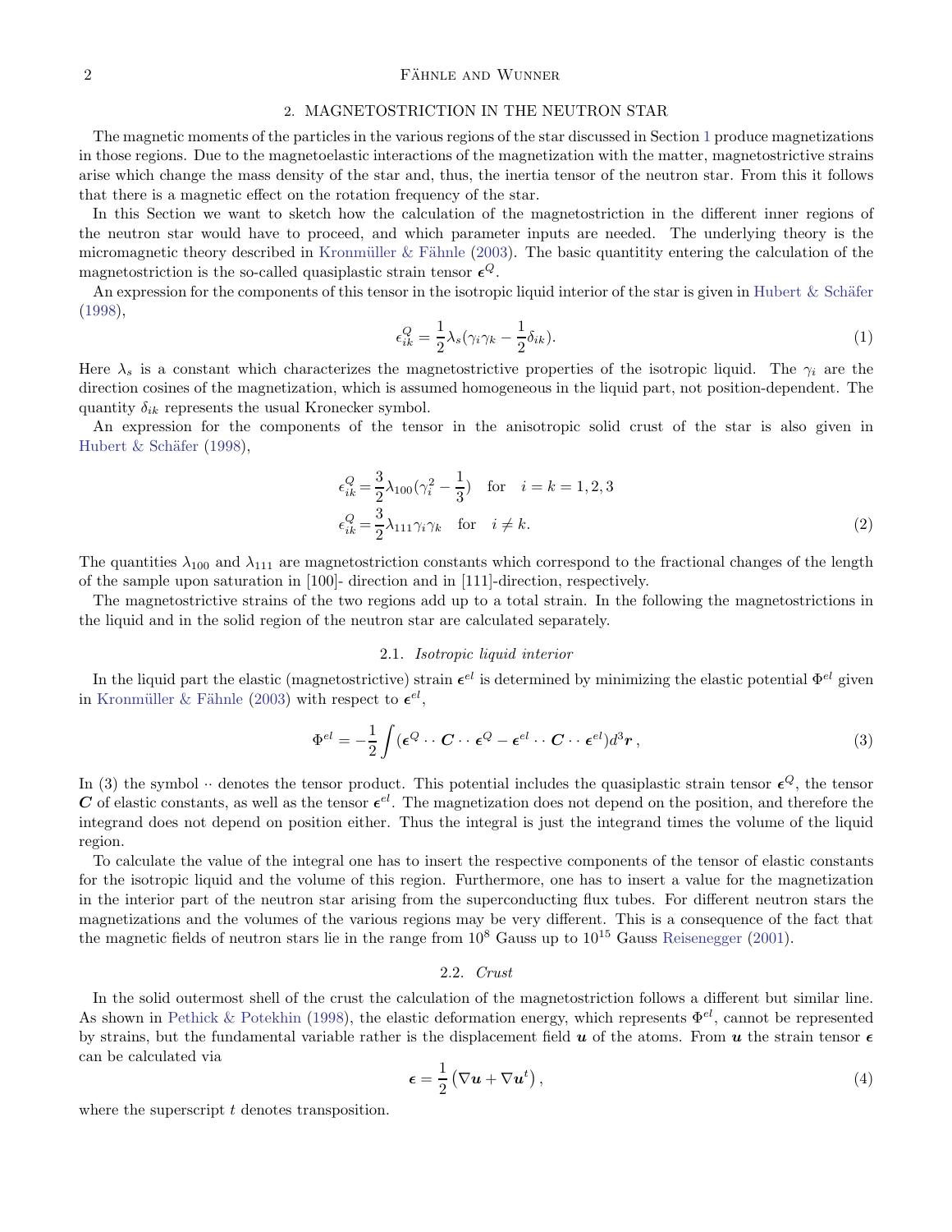## 2. MAGNETOSTRICTION IN THE NEUTRON STAR

The magnetic moments of the particles in the various regions of the star discussed in Section 1 produce magnetizations in those regions. Due to the magnetoelastic interactions of the magnetization with the matter, magnetostrictive strains arise which change the mass density of the star and, thus, the inertia tensor of the neutron star. From this it follows that there is a magnetic effect on the rotation frequency of the star.

In this Section we want to sketch how the calculation of the magnetostriction in the different inner regions of the neutron star would have to proceed, and which parameter inputs are needed. The underlying theory is the micromagnetic theory described in Kronmüller & Fähnle (2003). The basic quantitity entering the calculation of the magnetostriction is the so-called quasiplastic strain tensor $\boldsymbol{\epsilon}^Q$.

An expression for the components of this tensor in the isotropic liquid interior of the star is given in Hubert & Schäfer (1998),

$$\epsilon_{ik}^Q = \frac{1}{2}\lambda_s(\gamma_i\gamma_k - \frac{1}{2}\delta_{ik}). \tag{1}$$

Here $\lambda_s$ is a constant which characterizes the magnetostrictive properties of the isotropic liquid. The $\gamma_i$ are the direction cosines of the magnetization, which is assumed homogeneous in the liquid part, not position-dependent. The quantity $\delta_{ik}$ represents the usual Kronecker symbol.

An expression for the components of the tensor in the anisotropic solid crust of the star is also given in Hubert & Schäfer (1998),

$$\begin{aligned}
\epsilon_{ik}^Q &= \frac{3}{2}\lambda_{100}(\gamma_i^2 - \frac{1}{3}) \quad \text{for} \quad i = k = 1,2,3 \\
\epsilon_{ik}^Q &= \frac{3}{2}\lambda_{111}\gamma_i\gamma_k \quad \text{for} \quad i \neq k.
\end{aligned} \tag{2}$$

The quantities $\lambda_{100}$ and $\lambda_{111}$ are magnetostriction constants which correspond to the fractional changes of the length of the sample upon saturation in [100]- direction and in [111]-direction, respectively.

The magnetostrictive strains of the two regions add up to a total strain. In the following the magnetostrictions in the liquid and in the solid region of the neutron star are calculated separately.

### 2.1. *Isotropic liquid interior*

In the liquid part the elastic (magnetostrictive) strain $\boldsymbol{\epsilon}^{el}$ is determined by minimizing the elastic potential $\Phi^{el}$ given in Kronmüller & Fähnle (2003) with respect to $\boldsymbol{\epsilon}^{el}$,

$$\Phi^{el} = -\frac{1}{2}\int(\boldsymbol{\epsilon}^Q \cdot\cdot\, \boldsymbol{C} \cdot\cdot\, \boldsymbol{\epsilon}^Q - \boldsymbol{\epsilon}^{el} \cdot\cdot\, \boldsymbol{C} \cdot\cdot\, \boldsymbol{\epsilon}^{el})d^3\boldsymbol{r}\,, \tag{3}$$

In (3) the symbol $\cdot\cdot$ denotes the tensor product. This potential includes the quasiplastic strain tensor $\boldsymbol{\epsilon}^Q$, the tensor $\boldsymbol{C}$ of elastic constants, as well as the tensor $\boldsymbol{\epsilon}^{el}$. The magnetization does not depend on the position, and therefore the integrand does not depend on position either. Thus the integral is just the integrand times the volume of the liquid region.

To calculate the value of the integral one has to insert the respective components of the tensor of elastic constants for the isotropic liquid and the volume of this region. Furthermore, one has to insert a value for the magnetization in the interior part of the neutron star arising from the superconducting flux tubes. For different neutron stars the magnetizations and the volumes of the various regions may be very different. This is a consequence of the fact that the magnetic fields of neutron stars lie in the range from $10^8$ Gauss up to $10^{15}$ Gauss Reisenegger (2001).

### 2.2. *Crust*

In the solid outermost shell of the crust the calculation of the magnetostriction follows a different but similar line. As shown in Pethick & Potekhin (1998), the elastic deformation energy, which represents $\Phi^{el}$, cannot be represented by strains, but the fundamental variable rather is the displacement field $\boldsymbol{u}$ of the atoms. From $\boldsymbol{u}$ the strain tensor $\boldsymbol{\epsilon}$ can be calculated via

$$\boldsymbol{\epsilon} = \frac{1}{2}\left(\nabla\boldsymbol{u} + \nabla\boldsymbol{u}^t\right), \tag{4}$$

where the superscript $t$ denotes transposition.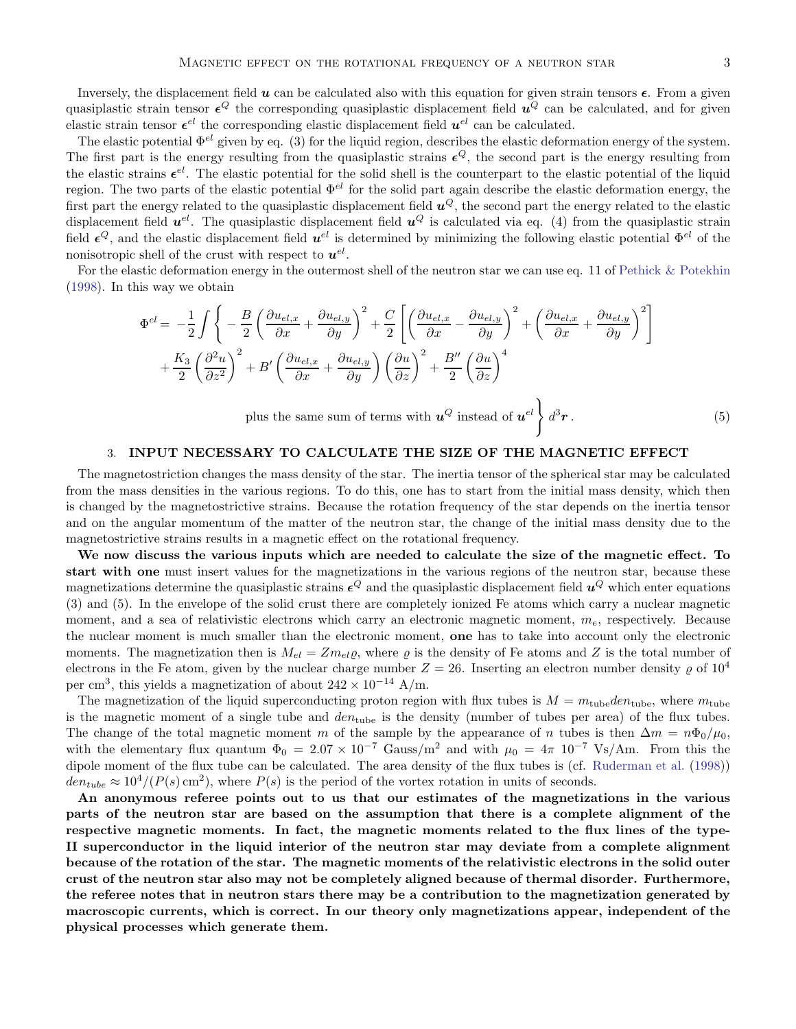Inversely, the displacement field $\boldsymbol{u}$ can be calculated also with this equation for given strain tensors $\boldsymbol{\epsilon}$. From a given quasiplastic strain tensor $\boldsymbol{\epsilon}^Q$ the corresponding quasiplastic displacement field $\boldsymbol{u}^Q$ can be calculated, and for given elastic strain tensor $\boldsymbol{\epsilon}^{el}$ the corresponding elastic displacement field $\boldsymbol{u}^{el}$ can be calculated.

The elastic potential $\Phi^{el}$ given by eq. (3) for the liquid region, describes the elastic deformation energy of the system. The first part is the energy resulting from the quasiplastic strains $\boldsymbol{\epsilon}^Q$, the second part is the energy resulting from the elastic strains $\boldsymbol{\epsilon}^{el}$. The elastic potential for the solid shell is the counterpart to the elastic potential of the liquid region. The two parts of the elastic potential $\Phi^{el}$ for the solid part again describe the elastic deformation energy, the first part the energy related to the quasiplastic displacement field $\boldsymbol{u}^Q$, the second part the energy related to the elastic displacement field $\boldsymbol{u}^{el}$. The quasiplastic displacement field $\boldsymbol{u}^Q$ is calculated via eq. (4) from the quasiplastic strain field $\boldsymbol{\epsilon}^Q$, and the elastic displacement field $\boldsymbol{u}^{el}$ is determined by minimizing the following elastic potential $\Phi^{el}$ of the nonisotropic shell of the crust with respect to $\boldsymbol{u}^{el}$.

For the elastic deformation energy in the outermost shell of the neutron star we can use eq. 11 of Pethick & Potekhin (1998). In this way we obtain

$$
\begin{aligned}
\Phi^{el} = -\frac{1}{2}\int \Bigg\{ & -\frac{B}{2}\left(\frac{\partial u_{el,x}}{\partial x}+\frac{\partial u_{el,y}}{\partial y}\right)^2 + \frac{C}{2}\left[\left(\frac{\partial u_{el,x}}{\partial x}-\frac{\partial u_{el,y}}{\partial y}\right)^2+\left(\frac{\partial u_{el,x}}{\partial x}+\frac{\partial u_{el,y}}{\partial y}\right)^2\right] \\
& + \frac{K_3}{2}\left(\frac{\partial^2 u}{\partial z^2}\right)^2 + B'\left(\frac{\partial u_{el,x}}{\partial x}+\frac{\partial u_{el,y}}{\partial y}\right)\left(\frac{\partial u}{\partial z}\right)^2 + \frac{B''}{2}\left(\frac{\partial u}{\partial z}\right)^4 \\
& \text{plus the same sum of terms with } \boldsymbol{u}^Q \text{ instead of } \boldsymbol{u}^{el} \Bigg\}\, d^3\boldsymbol{r}\,. 
\end{aligned} \tag{5}
$$

## 3. INPUT NECESSARY TO CALCULATE THE SIZE OF THE MAGNETIC EFFECT

The magnetostriction changes the mass density of the star. The inertia tensor of the spherical star may be calculated from the mass densities in the various regions. To do this, one has to start from the initial mass density, which then is changed by the magnetostrictive strains. Because the rotation frequency of the star depends on the inertia tensor and on the angular momentum of the matter of the neutron star, the change of the initial mass density due to the magnetostrictive strains results in a magnetic effect on the rotational frequency.

**We now discuss the various inputs which are needed to calculate the size of the magnetic effect. To start with one** must insert values for the magnetizations in the various regions of the neutron star, because these magnetizations determine the quasiplastic strains $\boldsymbol{\epsilon}^Q$ and the quasiplastic displacement field $\boldsymbol{u}^Q$ which enter equations (3) and (5). In the envelope of the solid crust there are completely ionized Fe atoms which carry a nuclear magnetic moment, and a sea of relativistic electrons which carry an electronic magnetic moment, $m_e$, respectively. Because the nuclear moment is much smaller than the electronic moment, **one** has to take into account only the electronic moments. The magnetization then is $M_{el} = Z m_{el}\varrho$, where $\varrho$ is the density of Fe atoms and $Z$ is the total number of electrons in the Fe atom, given by the nuclear charge number $Z = 26$. Inserting an electron number density $\varrho$ of $10^4$ per cm$^3$, this yields a magnetization of about $242 \times 10^{-14}$ A/m.

The magnetization of the liquid superconducting proton region with flux tubes is $M = m_{\rm tube} den_{\rm tube}$, where $m_{\rm tube}$ is the magnetic moment of a single tube and $den_{\rm tube}$ is the density (number of tubes per area) of the flux tubes. The change of the total magnetic moment $m$ of the sample by the appearance of $n$ tubes is then $\Delta m = n\Phi_0/\mu_0$, with the elementary flux quantum $\Phi_0 = 2.07 \times 10^{-7}$ Gauss/m$^2$ and with $\mu_0 = 4\pi\ 10^{-7}$ Vs/Am. From this the dipole moment of the flux tube can be calculated. The area density of the flux tubes is (cf. Ruderman et al. (1998)) $den_{tube} \approx 10^4/(P(s)\,\mathrm{cm}^2)$, where $P(s)$ is the period of the vortex rotation in units of seconds.

**An anonymous referee points out to us that our estimates of the magnetizations in the various parts of the neutron star are based on the assumption that there is a complete alignment of the respective magnetic moments. In fact, the magnetic moments related to the flux lines of the type-II superconductor in the liquid interior of the neutron star may deviate from a complete alignment because of the rotation of the star. The magnetic moments of the relativistic electrons in the solid outer crust of the neutron star also may not be completely aligned because of thermal disorder. Furthermore, the referee notes that in neutron stars there may be a contribution to the magnetization generated by macroscopic currents, which is correct. In our theory only magnetizations appear, independent of the physical processes which generate them.**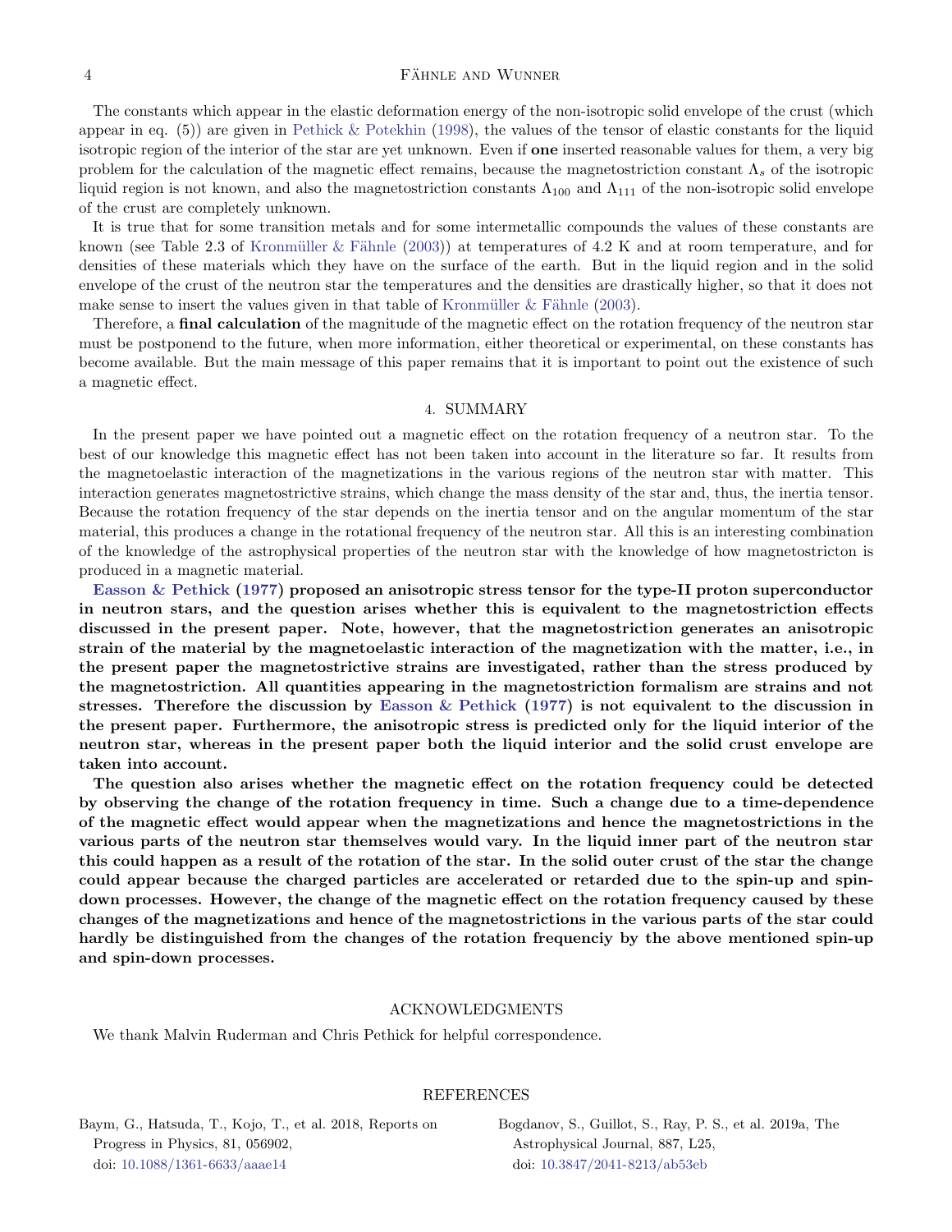The constants which appear in the elastic deformation energy of the non-isotropic solid envelope of the crust (which appear in eq. (5)) are given in Pethick & Potekhin (1998), the values of the tensor of elastic constants for the liquid isotropic region of the interior of the star are yet unknown. Even if **one** inserted reasonable values for them, a very big problem for the calculation of the magnetic effect remains, because the magnetostriction constant $\Lambda_s$ of the isotropic liquid region is not known, and also the magnetostriction constants $\Lambda_{100}$ and $\Lambda_{111}$ of the non-isotropic solid envelope of the crust are completely unknown.

It is true that for some transition metals and for some intermetallic compounds the values of these constants are known (see Table 2.3 of Kronmüller & Fähnle (2003)) at temperatures of 4.2 K and at room temperature, and for densities of these materials which they have on the surface of the earth. But in the liquid region and in the solid envelope of the crust of the neutron star the temperatures and the densities are drastically higher, so that it does not make sense to insert the values given in that table of Kronmüller & Fähnle (2003).

Therefore, a **final calculation** of the magnitude of the magnetic effect on the rotation frequency of the neutron star must be postponend to the future, when more information, either theoretical or experimental, on these constants has become available. But the main message of this paper remains that it is important to point out the existence of such a magnetic effect.

## 4. SUMMARY

In the present paper we have pointed out a magnetic effect on the rotation frequency of a neutron star. To the best of our knowledge this magnetic effect has not been taken into account in the literature so far. It results from the magnetoelastic interaction of the magnetizations in the various regions of the neutron star with matter. This interaction generates magnetostrictive strains, which change the mass density of the star and, thus, the inertia tensor. Because the rotation frequency of the star depends on the inertia tensor and on the angular momentum of the star material, this produces a change in the rotational frequency of the neutron star. All this is an interesting combination of the knowledge of the astrophysical properties of the neutron star with the knowledge of how magnetostricton is produced in a magnetic material.

**Easson & Pethick (1977) proposed an anisotropic stress tensor for the type-II proton superconductor in neutron stars, and the question arises whether this is equivalent to the magnetostriction effects discussed in the present paper. Note, however, that the magnetostriction generates an anisotropic strain of the material by the magnetoelastic interaction of the magnetization with the matter, i.e., in the present paper the magnetostrictive strains are investigated, rather than the stress produced by the magnetostriction. All quantities appearing in the magnetostriction formalism are strains and not stresses. Therefore the discussion by Easson & Pethick (1977) is not equivalent to the discussion in the present paper. Furthermore, the anisotropic stress is predicted only for the liquid interior of the neutron star, whereas in the present paper both the liquid interior and the solid crust envelope are taken into account.**

**The question also arises whether the magnetic effect on the rotation frequency could be detected by observing the change of the rotation frequency in time. Such a change due to a time-dependence of the magnetic effect would appear when the magnetizations and hence the magnetostrictions in the various parts of the neutron star themselves would vary. In the liquid inner part of the neutron star this could happen as a result of the rotation of the star. In the solid outer crust of the star the change could appear because the charged particles are accelerated or retarded due to the spin-up and spin-down processes. However, the change of the magnetic effect on the rotation frequency caused by these changes of the magnetizations and hence of the magnetostrictions in the various parts of the star could hardly be distinguished from the changes of the rotation frequenciy by the above mentioned spin-up and spin-down processes.**

## ACKNOWLEDGMENTS

We thank Malvin Ruderman and Chris Pethick for helpful correspondence.

## REFERENCES

Baym, G., Hatsuda, T., Kojo, T., et al. 2018, Reports on Progress in Physics, 81, 056902, doi: 10.1088/1361-6633/aaae14

Bogdanov, S., Guillot, S., Ray, P. S., et al. 2019a, The Astrophysical Journal, 887, L25, doi: 10.3847/2041-8213/ab53eb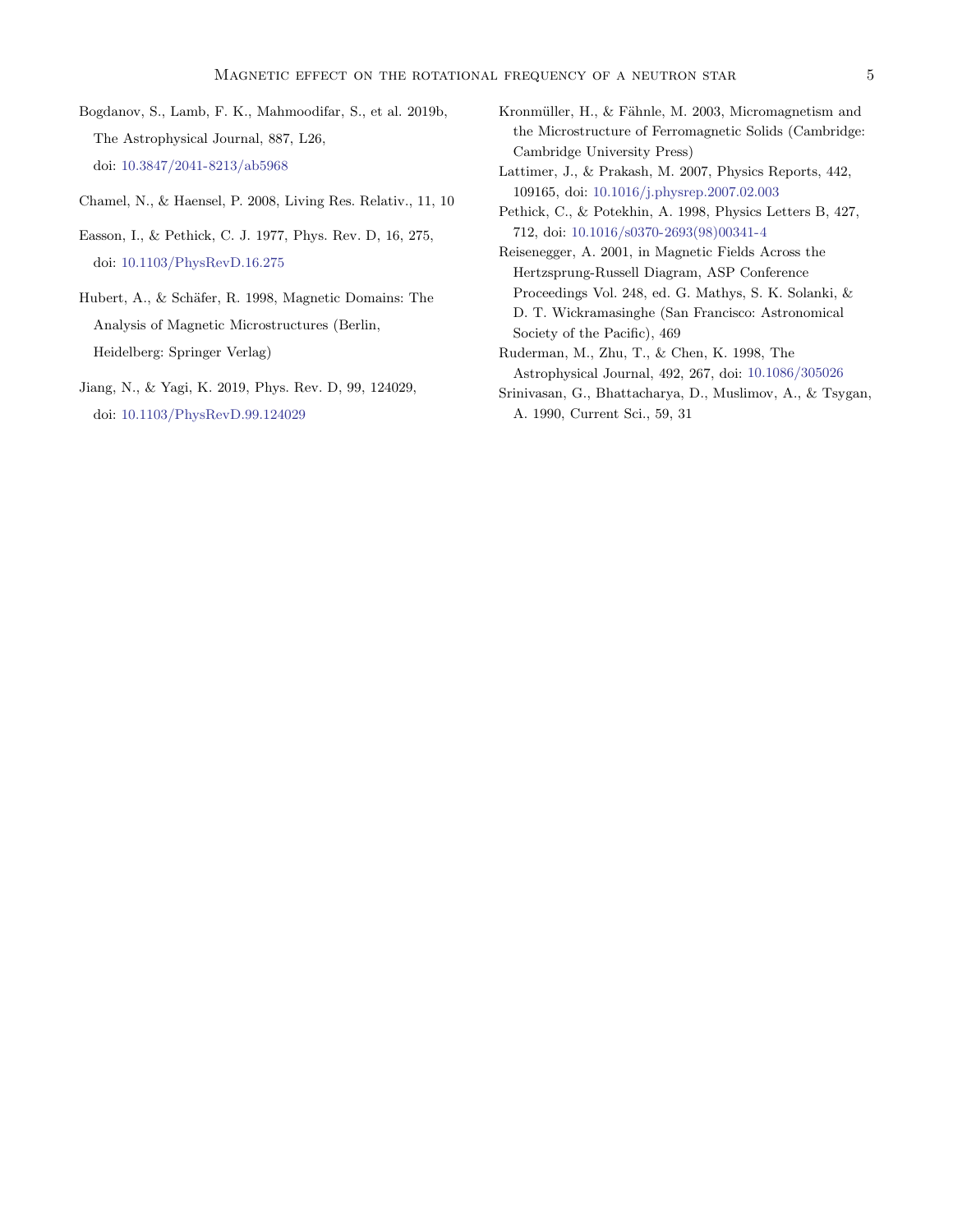Bogdanov, S., Lamb, F. K., Mahmoodifar, S., et al. 2019b, The Astrophysical Journal, 887, L26, doi: 10.3847/2041-8213/ab5968

Chamel, N., & Haensel, P. 2008, Living Res. Relativ., 11, 10

Easson, I., & Pethick, C. J. 1977, Phys. Rev. D, 16, 275, doi: 10.1103/PhysRevD.16.275

Hubert, A., & Schäfer, R. 1998, Magnetic Domains: The Analysis of Magnetic Microstructures (Berlin, Heidelberg: Springer Verlag)

Jiang, N., & Yagi, K. 2019, Phys. Rev. D, 99, 124029, doi: 10.1103/PhysRevD.99.124029

Kronmüller, H., & Fähnle, M. 2003, Micromagnetism and the Microstructure of Ferromagnetic Solids (Cambridge: Cambridge University Press)

Lattimer, J., & Prakash, M. 2007, Physics Reports, 442, 109165, doi: 10.1016/j.physrep.2007.02.003

Pethick, C., & Potekhin, A. 1998, Physics Letters B, 427, 712, doi: 10.1016/s0370-2693(98)00341-4

Reisenegger, A. 2001, in Magnetic Fields Across the Hertzsprung-Russell Diagram, ASP Conference Proceedings Vol. 248, ed. G. Mathys, S. K. Solanki, & D. T. Wickramasinghe (San Francisco: Astronomical Society of the Pacific), 469

Ruderman, M., Zhu, T., & Chen, K. 1998, The Astrophysical Journal, 492, 267, doi: 10.1086/305026

Srinivasan, G., Bhattacharya, D., Muslimov, A., & Tsygan, A. 1990, Current Sci., 59, 31